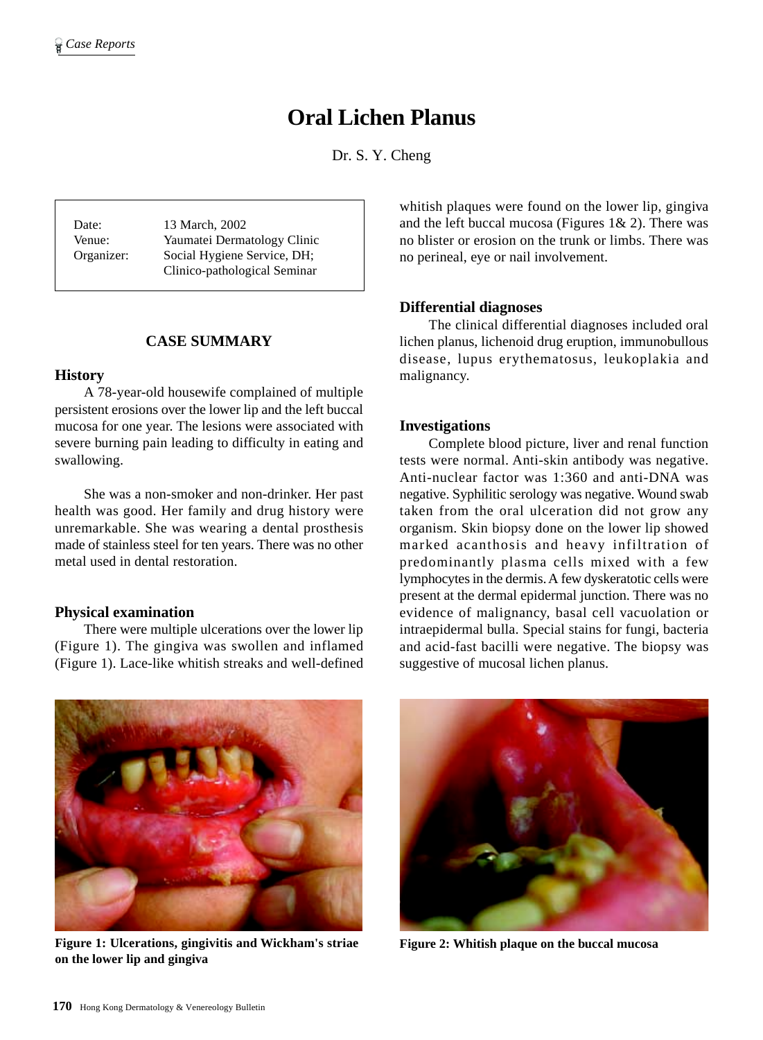# Oral Lichen Planus

Dr. S. Y. Cheng

| | |
|---|---|
| Date: | 13 March, 2002 |
| Venue: | Yaumatei Dermatology Clinic |
| Organizer: | Social Hygiene Service, DH; Clinico-pathological Seminar |

## CASE SUMMARY

### History

A 78-year-old housewife complained of multiple persistent erosions over the lower lip and the left buccal mucosa for one year. The lesions were associated with severe burning pain leading to difficulty in eating and swallowing.

She was a non-smoker and non-drinker. Her past health was good. Her family and drug history were unremarkable. She was wearing a dental prosthesis made of stainless steel for ten years. There was no other metal used in dental restoration.

### Physical examination

There were multiple ulcerations over the lower lip (Figure 1). The gingiva was swollen and inflamed (Figure 1). Lace-like whitish streaks and well-defined whitish plaques were found on the lower lip, gingiva and the left buccal mucosa (Figures 1& 2). There was no blister or erosion on the trunk or limbs. There was no perineal, eye or nail involvement.

### Differential diagnoses

The clinical differential diagnoses included oral lichen planus, lichenoid drug eruption, immunobullous disease, lupus erythematosus, leukoplakia and malignancy.

### Investigations

Complete blood picture, liver and renal function tests were normal. Anti-skin antibody was negative. Anti-nuclear factor was 1:360 and anti-DNA was negative. Syphilitic serology was negative. Wound swab taken from the oral ulceration did not grow any organism. Skin biopsy done on the lower lip showed marked acanthosis and heavy infiltration of predominantly plasma cells mixed with a few lymphocytes in the dermis. A few dyskeratotic cells were present at the dermal epidermal junction. There was no evidence of malignancy, basal cell vacuolation or intraepidermal bulla. Special stains for fungi, bacteria and acid-fast bacilli were negative. The biopsy was suggestive of mucosal lichen planus.

**Figure 1: Ulcerations, gingivitis and Wickham's striae on the lower lip and gingiva**

**Figure 2: Whitish plaque on the buccal mucosa**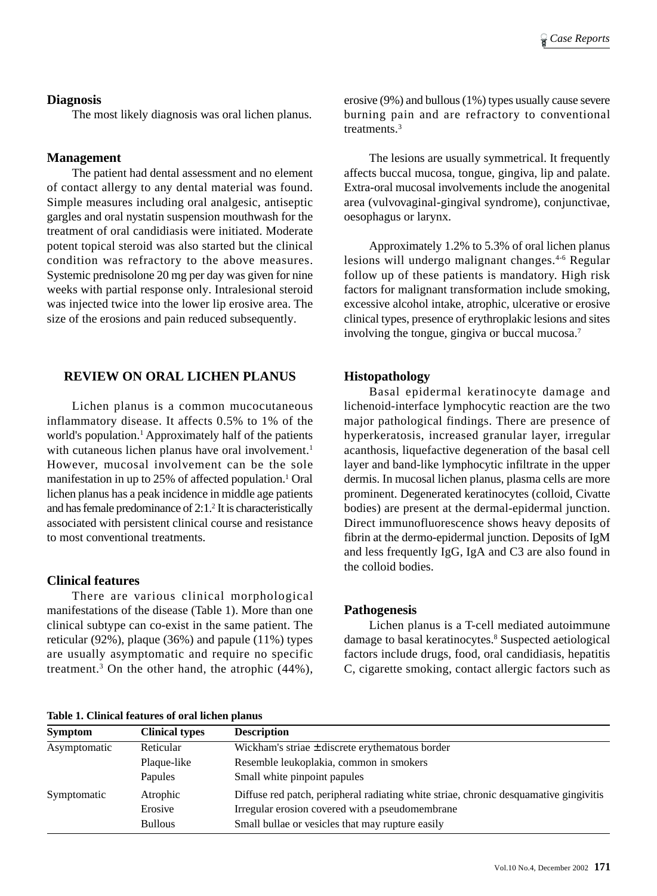### Diagnosis

The most likely diagnosis was oral lichen planus.

### Management

The patient had dental assessment and no element of contact allergy to any dental material was found. Simple measures including oral analgesic, antiseptic gargles and oral nystatin suspension mouthwash for the treatment of oral candidiasis were initiated. Moderate potent topical steroid was also started but the clinical condition was refractory to the above measures. Systemic prednisolone 20 mg per day was given for nine weeks with partial response only. Intralesional steroid was injected twice into the lower lip erosive area. The size of the erosions and pain reduced subsequently.

## REVIEW ON ORAL LICHEN PLANUS

Lichen planus is a common mucocutaneous inflammatory disease. It affects 0.5% to 1% of the world's population.[1] Approximately half of the patients with cutaneous lichen planus have oral involvement.[1] However, mucosal involvement can be the sole manifestation in up to 25% of affected population.[1] Oral lichen planus has a peak incidence in middle age patients and has female predominance of 2:1.[2] It is characteristically associated with persistent clinical course and resistance to most conventional treatments.

### Clinical features

There are various clinical morphological manifestations of the disease (Table 1). More than one clinical subtype can co-exist in the same patient. The reticular (92%), plaque (36%) and papule (11%) types are usually asymptomatic and require no specific treatment.[3] On the other hand, the atrophic (44%), erosive (9%) and bullous (1%) types usually cause severe burning pain and are refractory to conventional treatments.[3]

The lesions are usually symmetrical. It frequently affects buccal mucosa, tongue, gingiva, lip and palate. Extra-oral mucosal involvements include the anogenital area (vulvovaginal-gingival syndrome), conjunctivae, oesophagus or larynx.

Approximately 1.2% to 5.3% of oral lichen planus lesions will undergo malignant changes.[4-6] Regular follow up of these patients is mandatory. High risk factors for malignant transformation include smoking, excessive alcohol intake, atrophic, ulcerative or erosive clinical types, presence of erythroplakic lesions and sites involving the tongue, gingiva or buccal mucosa.[7]

### Histopathology

Basal epidermal keratinocyte damage and lichenoid-interface lymphocytic reaction are the two major pathological findings. There are presence of hyperkeratosis, increased granular layer, irregular acanthosis, liquefactive degeneration of the basal cell layer and band-like lymphocytic infiltrate in the upper dermis. In mucosal lichen planus, plasma cells are more prominent. Degenerated keratinocytes (colloid, Civatte bodies) are present at the dermal-epidermal junction. Direct immunofluorescence shows heavy deposits of fibrin at the dermo-epidermal junction. Deposits of IgM and less frequently IgG, IgA and C3 are also found in the colloid bodies.

### Pathogenesis

Lichen planus is a T-cell mediated autoimmune damage to basal keratinocytes.[8] Suspected aetiological factors include drugs, food, oral candidiasis, hepatitis C, cigarette smoking, contact allergic factors such as

**Table 1. Clinical features of oral lichen planus**

| Symptom | Clinical types | Description |
|---|---|---|
| Asymptomatic | Reticular | Wickham's striae ± discrete erythematous border |
| | Plaque-like | Resemble leukoplakia, common in smokers |
| | Papules | Small white pinpoint papules |
| Symptomatic | Atrophic | Diffuse red patch, peripheral radiating white striae, chronic desquamative gingivitis |
| | Erosive | Irregular erosion covered with a pseudomembrane |
| | Bullous | Small bullae or vesicles that may rupture easily |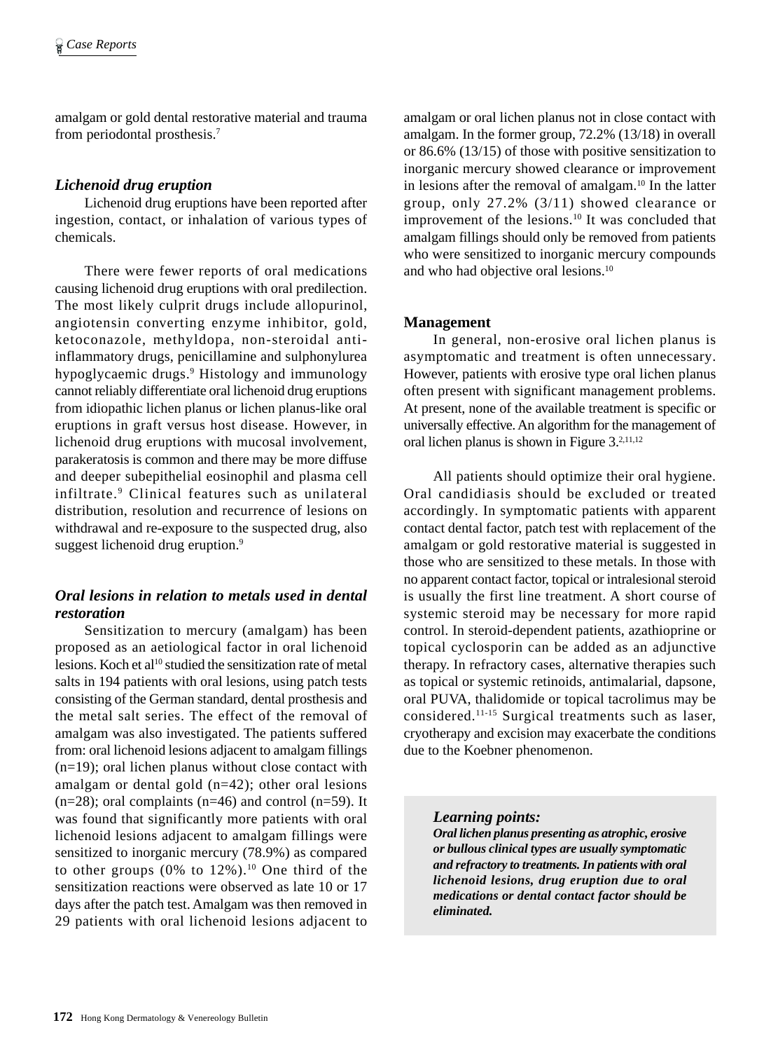amalgam or gold dental restorative material and trauma from periodontal prosthesis.[7]

### *Lichenoid drug eruption*

Lichenoid drug eruptions have been reported after ingestion, contact, or inhalation of various types of chemicals.

There were fewer reports of oral medications causing lichenoid drug eruptions with oral predilection. The most likely culprit drugs include allopurinol, angiotensin converting enzyme inhibitor, gold, ketoconazole, methyldopa, non-steroidal anti-inflammatory drugs, penicillamine and sulphonylurea hypoglycaemic drugs.[9] Histology and immunology cannot reliably differentiate oral lichenoid drug eruptions from idiopathic lichen planus or lichen planus-like oral eruptions in graft versus host disease. However, in lichenoid drug eruptions with mucosal involvement, parakeratosis is common and there may be more diffuse and deeper subepithelial eosinophil and plasma cell infiltrate.[9] Clinical features such as unilateral distribution, resolution and recurrence of lesions on withdrawal and re-exposure to the suspected drug, also suggest lichenoid drug eruption.[9]

### *Oral lesions in relation to metals used in dental restoration*

Sensitization to mercury (amalgam) has been proposed as an aetiological factor in oral lichenoid lesions. Koch et al[10] studied the sensitization rate of metal salts in 194 patients with oral lesions, using patch tests consisting of the German standard, dental prosthesis and the metal salt series. The effect of the removal of amalgam was also investigated. The patients suffered from: oral lichenoid lesions adjacent to amalgam fillings (n=19); oral lichen planus without close contact with amalgam or dental gold (n=42); other oral lesions (n=28); oral complaints (n=46) and control (n=59). It was found that significantly more patients with oral lichenoid lesions adjacent to amalgam fillings were sensitized to inorganic mercury (78.9%) as compared to other groups (0% to 12%).[10] One third of the sensitization reactions were observed as late 10 or 17 days after the patch test. Amalgam was then removed in 29 patients with oral lichenoid lesions adjacent to amalgam or oral lichen planus not in close contact with amalgam. In the former group, 72.2% (13/18) in overall or 86.6% (13/15) of those with positive sensitization to inorganic mercury showed clearance or improvement in lesions after the removal of amalgam.[10] In the latter group, only 27.2% (3/11) showed clearance or improvement of the lesions.[10] It was concluded that amalgam fillings should only be removed from patients who were sensitized to inorganic mercury compounds and who had objective oral lesions.[10]

### **Management**

In general, non-erosive oral lichen planus is asymptomatic and treatment is often unnecessary. However, patients with erosive type oral lichen planus often present with significant management problems. At present, none of the available treatment is specific or universally effective. An algorithm for the management of oral lichen planus is shown in Figure 3.[2,11,12]

All patients should optimize their oral hygiene. Oral candidiasis should be excluded or treated accordingly. In symptomatic patients with apparent contact dental factor, patch test with replacement of the amalgam or gold restorative material is suggested in those who are sensitized to these metals. In those with no apparent contact factor, topical or intralesional steroid is usually the first line treatment. A short course of systemic steroid may be necessary for more rapid control. In steroid-dependent patients, azathioprine or topical cyclosporin can be added as an adjunctive therapy. In refractory cases, alternative therapies such as topical or systemic retinoids, antimalarial, dapsone, oral PUVA, thalidomide or topical tacrolimus may be considered.[11-15] Surgical treatments such as laser, cryotherapy and excision may exacerbate the conditions due to the Koebner phenomenon.

> ***Learning points:***
>
> ***Oral lichen planus presenting as atrophic, erosive or bullous clinical types are usually symptomatic and refractory to treatments. In patients with oral lichenoid lesions, drug eruption due to oral medications or dental contact factor should be eliminated.***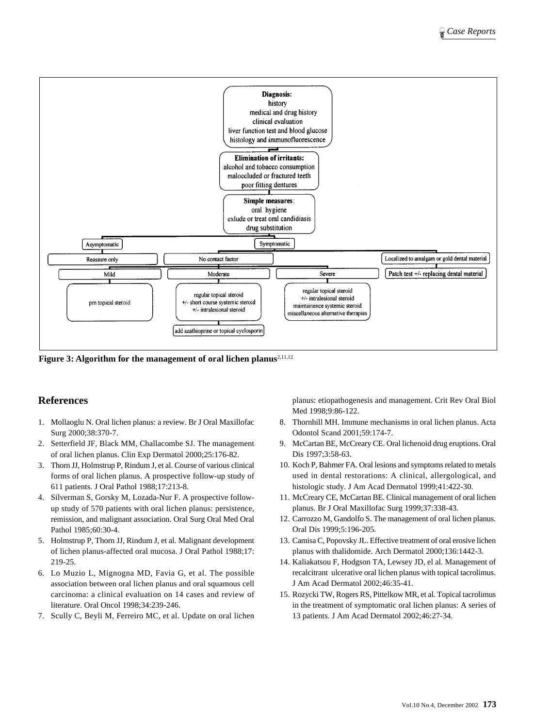Diagnosis:
history
medical and drug history
clinical evaluation
liver function test and blood glucose
histology and immunofluorescence

Elimination of irritants:
alcohol and tobacco consumption
maloccluded or fractured teeth
poor fitting dentures

Simple measures:
oral hygiene
exlude or treat oral candidiasis
drug substitution

Asymptomatic

Symptomatic

Reassure only

No contact factor

Localized to amalgam or gold dental material

Mild

Moderate

Severe

Patch test +/- replacing dental material

prn topical steroid

regular topical steroid
+/- short course systemic steroid
+/- intralesional steroid

regular topical steroid
+/- intralesional steroid
maintainence systemic steroid
miscellaneous alternative therapies

add azathioprine or topical cyclosporin

**Figure 3: Algorithm for the management of oral lichen planus**[2,11,12]

## References

1. Mollaoglu N. Oral lichen planus: a review. Br J Oral Maxillofac Surg 2000;38:370-7.
2. Setterfield JF, Black MM, Challacombe SJ. The management of oral lichen planus. Clin Exp Dermatol 2000;25:176-82.
3. Thorn JJ, Holmstrup P, Rindum J, et al. Course of various clinical forms of oral lichen planus. A prospective follow-up study of 611 patients. J Oral Pathol 1988;17:213-8.
4. Silverman S, Gorsky M, Lozada-Nur F. A prospective follow-up study of 570 patients with oral lichen planus: persistence, remission, and malignant association. Oral Surg Oral Med Oral Pathol 1985;60:30-4.
5. Holmstrup P, Thorn JJ, Rindum J, et al. Malignant development of lichen planus-affected oral mucosa. J Oral Pathol 1988;17: 219-25.
6. Lo Muzio L, Mignogna MD, Favia G, et al. The possible association between oral lichen planus and oral squamous cell carcinoma: a clinical evaluation on 14 cases and review of literature. Oral Oncol 1998;34:239-246.
7. Scully C, Beyli M, Ferreiro MC, et al. Update on oral lichen planus: etiopathogenesis and management. Crit Rev Oral Biol Med 1998;9:86-122.
8. Thornhill MH. Immune mechanisms in oral lichen planus. Acta Odontol Scand 2001;59:174-7.
9. McCartan BE, McCreary CE. Oral lichenoid drug eruptions. Oral Dis 1997;3:58-63.
10. Koch P, Bahmer FA. Oral lesions and symptoms related to metals used in dental restorations: A clinical, allergological, and histologic study. J Am Acad Dermatol 1999;41:422-30.
11. McCreary CE, McCartan BE. Clinical management of oral lichen planus. Br J Oral Maxillofac Surg 1999;37:338-43.
12. Carrozzo M, Gandolfo S. The management of oral lichen planus. Oral Dis 1999;5:196-205.
13. Camisa C, Popovsky JL. Effective treatment of oral erosive lichen planus with thalidomide. Arch Dermatol 2000;136:1442-3.
14. Kaliakatsou F, Hodgson TA, Lewsey JD, el al. Management of recalcitrant ulcerative oral lichen planus with topical tacrolimus. J Am Acad Dermatol 2002;46:35-41.
15. Rozycki TW, Rogers RS, Pittelkow MR, et al. Topical tacrolimus in the treatment of symptomatic oral lichen planus: A series of 13 patients. J Am Acad Dermatol 2002;46:27-34.